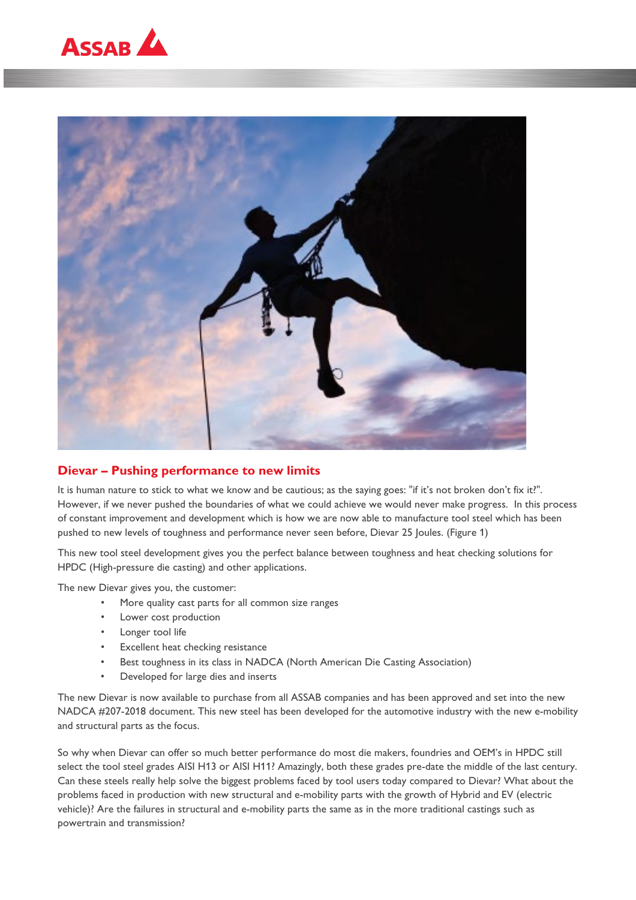## Dievar – Pushing performance to new limits

It is human nature to stick to what we know and be cautious; as the saying goes: "if it's not broken don't fix it?". However, if we never pushed the boundaries of what we could achieve we would never make progress. In this process of constant improvement and development which is how we are now able to manufacture tool steel which has been pushed to new levels of toughness and performance never seen before, Dievar 25 Joules. (Figure 1)

This new tool steel development gives you the perfect balance between toughness and heat checking solutions for HPDC (High-pressure die casting) and other applications.

The new Dievar gives you, the customer:

- More quality cast parts for all common size ranges
- Lower cost production
- Longer tool life
- Excellent heat checking resistance
- Best toughness in its class in NADCA (North American Die Casting Association)
- Developed for large dies and inserts

The new Dievar is now available to purchase from all ASSAB companies and has been approved and set into the new NADCA #207-2018 document. This new steel has been developed for the automotive industry with the new e-mobility and structural parts as the focus.

So why when Dievar can offer so much better performance do most die makers, foundries and OEM's in HPDC still select the tool steel grades AISI H13 or AISI H11? Amazingly, both these grades pre-date the middle of the last century. Can these steels really help solve the biggest problems faced by tool users today compared to Dievar? What about the problems faced in production with new structural and e-mobility parts with the growth of Hybrid and EV (electric vehicle)? Are the failures in structural and e-mobility parts the same as in the more traditional castings such as powertrain and transmission?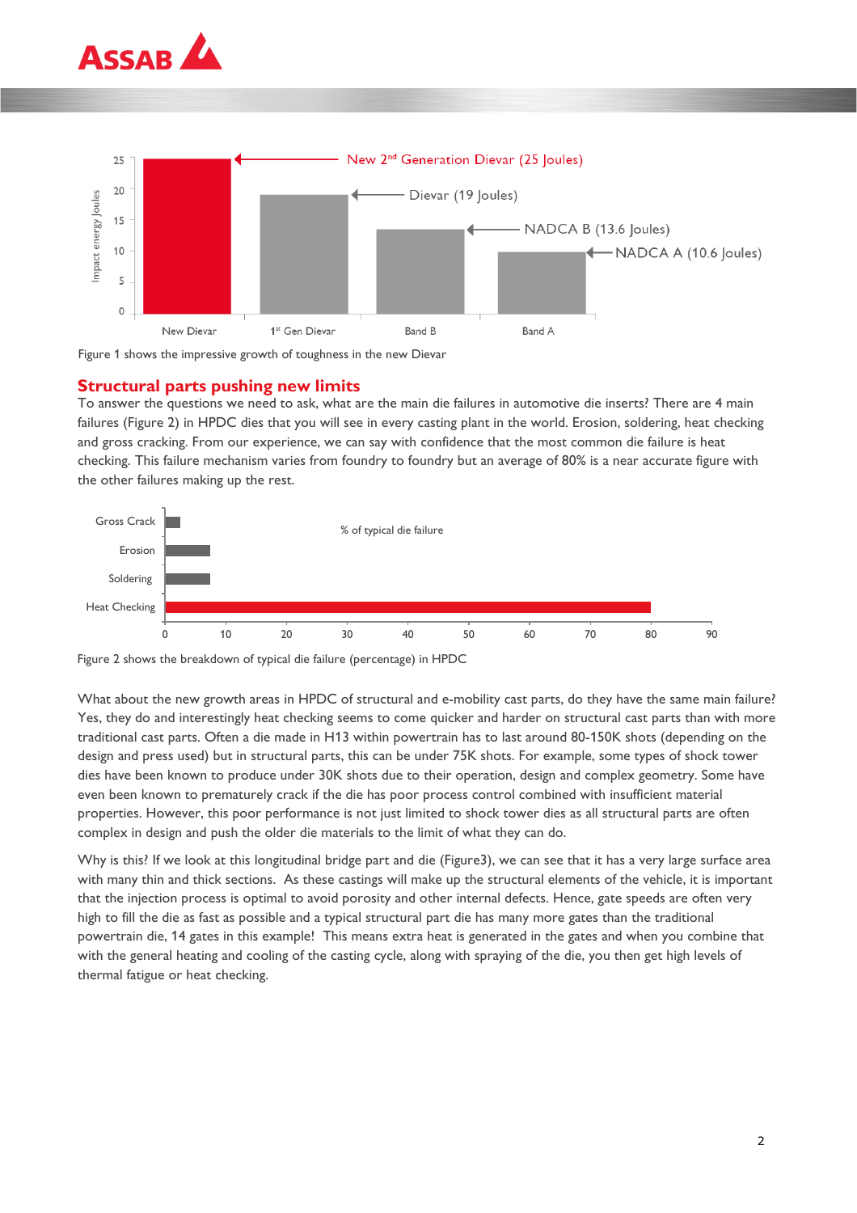Figure 1 shows the impressive growth of toughness in the new Dievar

## Structural parts pushing new limits

To answer the questions we need to ask, what are the main die failures in automotive die inserts? There are 4 main failures (Figure 2) in HPDC dies that you will see in every casting plant in the world. Erosion, soldering, heat checking and gross cracking. From our experience, we can say with confidence that the most common die failure is heat checking. This failure mechanism varies from foundry to foundry but an average of 80% is a near accurate figure with the other failures making up the rest.

Figure 2 shows the breakdown of typical die failure (percentage) in HPDC

What about the new growth areas in HPDC of structural and e-mobility cast parts, do they have the same main failure? Yes, they do and interestingly heat checking seems to come quicker and harder on structural cast parts than with more traditional cast parts. Often a die made in H13 within powertrain has to last around 80-150K shots (depending on the design and press used) but in structural parts, this can be under 75K shots. For example, some types of shock tower dies have been known to produce under 30K shots due to their operation, design and complex geometry. Some have even been known to prematurely crack if the die has poor process control combined with insufficient material properties. However, this poor performance is not just limited to shock tower dies as all structural parts are often complex in design and push the older die materials to the limit of what they can do.

Why is this? If we look at this longitudinal bridge part and die (Figure3), we can see that it has a very large surface area with many thin and thick sections. As these castings will make up the structural elements of the vehicle, it is important that the injection process is optimal to avoid porosity and other internal defects. Hence, gate speeds are often very high to fill the die as fast as possible and a typical structural part die has many more gates than the traditional powertrain die, 14 gates in this example! This means extra heat is generated in the gates and when you combine that with the general heating and cooling of the casting cycle, along with spraying of the die, you then get high levels of thermal fatigue or heat checking.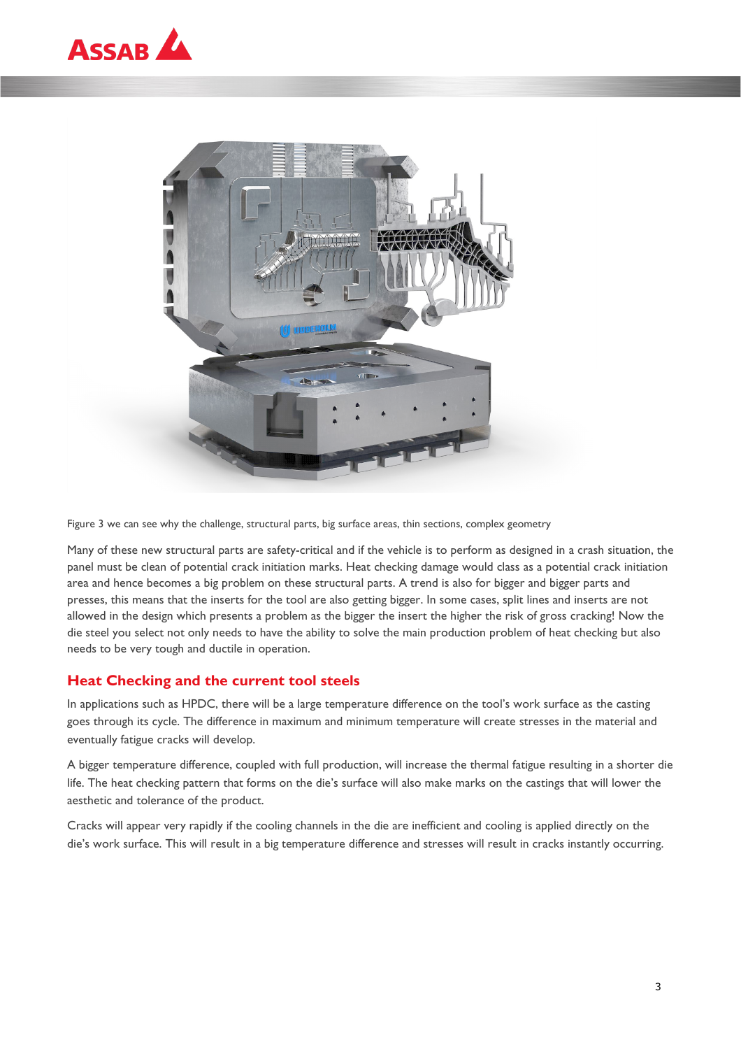Figure 3 we can see why the challenge, structural parts, big surface areas, thin sections, complex geometry

Many of these new structural parts are safety-critical and if the vehicle is to perform as designed in a crash situation, the panel must be clean of potential crack initiation marks. Heat checking damage would class as a potential crack initiation area and hence becomes a big problem on these structural parts. A trend is also for bigger and bigger parts and presses, this means that the inserts for the tool are also getting bigger. In some cases, split lines and inserts are not allowed in the design which presents a problem as the bigger the insert the higher the risk of gross cracking! Now the die steel you select not only needs to have the ability to solve the main production problem of heat checking but also needs to be very tough and ductile in operation.

## Heat Checking and the current tool steels

In applications such as HPDC, there will be a large temperature difference on the tool's work surface as the casting goes through its cycle. The difference in maximum and minimum temperature will create stresses in the material and eventually fatigue cracks will develop.

A bigger temperature difference, coupled with full production, will increase the thermal fatigue resulting in a shorter die life. The heat checking pattern that forms on the die's surface will also make marks on the castings that will lower the aesthetic and tolerance of the product.

Cracks will appear very rapidly if the cooling channels in the die are inefficient and cooling is applied directly on the die's work surface. This will result in a big temperature difference and stresses will result in cracks instantly occurring.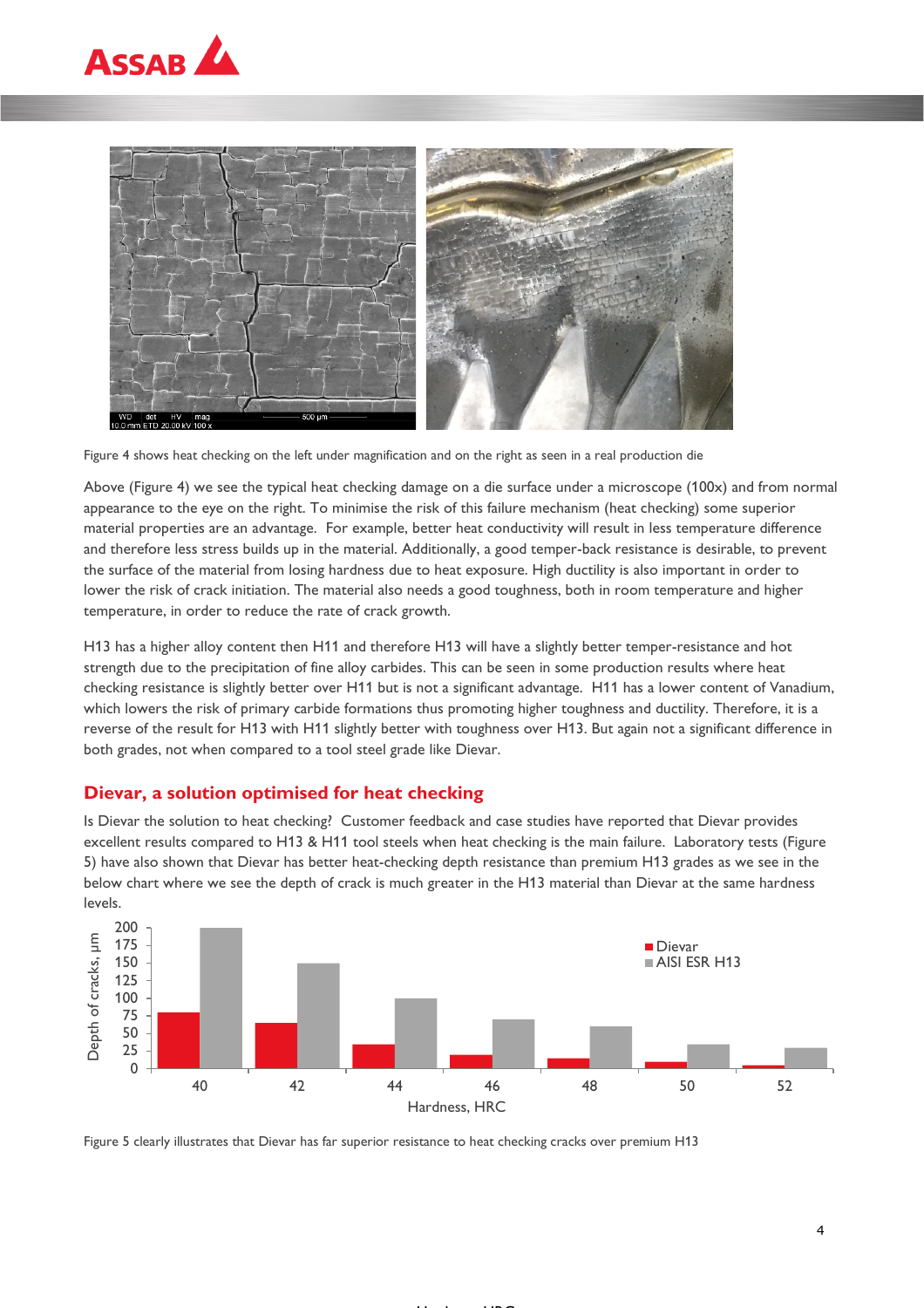Figure 4 shows heat checking on the left under magnification and on the right as seen in a real production die

Above (Figure 4) we see the typical heat checking damage on a die surface under a microscope (100x) and from normal appearance to the eye on the right. To minimise the risk of this failure mechanism (heat checking) some superior material properties are an advantage. For example, better heat conductivity will result in less temperature difference and therefore less stress builds up in the material. Additionally, a good temper-back resistance is desirable, to prevent the surface of the material from losing hardness due to heat exposure. High ductility is also important in order to lower the risk of crack initiation. The material also needs a good toughness, both in room temperature and higher temperature, in order to reduce the rate of crack growth.

H13 has a higher alloy content then H11 and therefore H13 will have a slightly better temper-resistance and hot strength due to the precipitation of fine alloy carbides. This can be seen in some production results where heat checking resistance is slightly better over H11 but is not a significant advantage. H11 has a lower content of Vanadium, which lowers the risk of primary carbide formations thus promoting higher toughness and ductility. Therefore, it is a reverse of the result for H13 with H11 slightly better with toughness over H13. But again not a significant difference in both grades, not when compared to a tool steel grade like Dievar.

## Dievar, a solution optimised for heat checking

Is Dievar the solution to heat checking? Customer feedback and case studies have reported that Dievar provides excellent results compared to H13 & H11 tool steels when heat checking is the main failure. Laboratory tests (Figure 5) have also shown that Dievar has better heat-checking depth resistance than premium H13 grades as we see in the below chart where we see the depth of crack is much greater in the H13 material than Dievar at the same hardness levels.

Figure 5 clearly illustrates that Dievar has far superior resistance to heat checking cracks over premium H13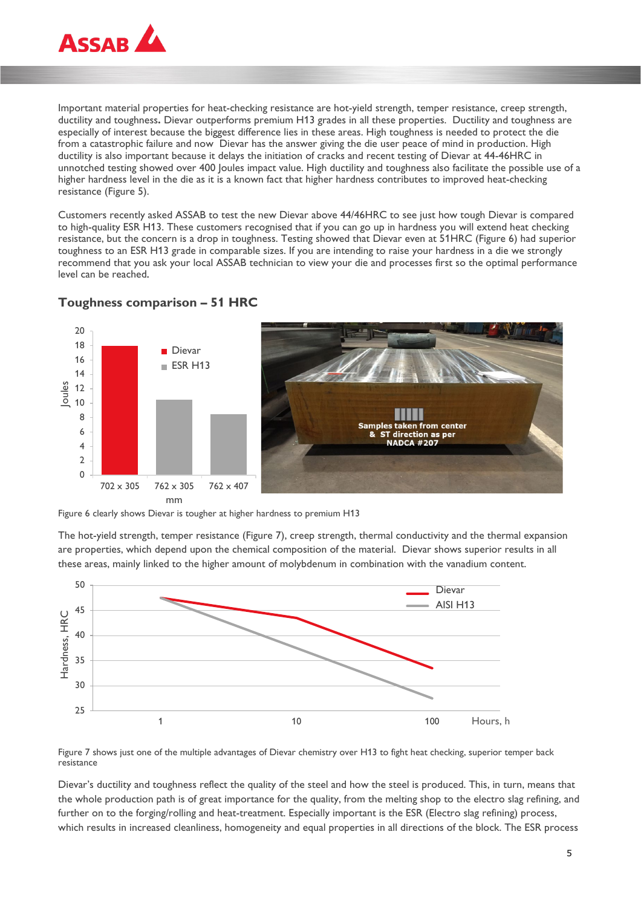Important material properties for heat-checking resistance are hot-yield strength, temper resistance, creep strength, ductility and toughness. Dievar outperforms premium H13 grades in all these properties. Ductility and toughness are especially of interest because the biggest difference lies in these areas. High toughness is needed to protect the die from a catastrophic failure and now Dievar has the answer giving the die user peace of mind in production. High ductility is also important because it delays the initiation of cracks and recent testing of Dievar at 44-46HRC in unnotched testing showed over 400 Joules impact value. High ductility and toughness also facilitate the possible use of a higher hardness level in the die as it is a known fact that higher hardness contributes to improved heat-checking resistance (Figure 5).

Customers recently asked ASSAB to test the new Dievar above 44/46HRC to see just how tough Dievar is compared to high-quality ESR H13. These customers recognised that if you can go up in hardness you will extend heat checking resistance, but the concern is a drop in toughness. Testing showed that Dievar even at 51HRC (Figure 6) had superior toughness to an ESR H13 grade in comparable sizes. If you are intending to raise your hardness in a die we strongly recommend that you ask your local ASSAB technician to view your die and processes first so the optimal performance level can be reached.

## Toughness comparison – 51 HRC

Figure 6 clearly shows Dievar is tougher at higher hardness to premium H13

The hot-yield strength, temper resistance (Figure 7), creep strength, thermal conductivity and the thermal expansion are properties, which depend upon the chemical composition of the material. Dievar shows superior results in all these areas, mainly linked to the higher amount of molybdenum in combination with the vanadium content.

Figure 7 shows just one of the multiple advantages of Dievar chemistry over H13 to fight heat checking, superior temper back resistance

Dievar's ductility and toughness reflect the quality of the steel and how the steel is produced. This, in turn, means that the whole production path is of great importance for the quality, from the melting shop to the electro slag refining, and further on to the forging/rolling and heat-treatment. Especially important is the ESR (Electro slag refining) process, which results in increased cleanliness, homogeneity and equal properties in all directions of the block. The ESR process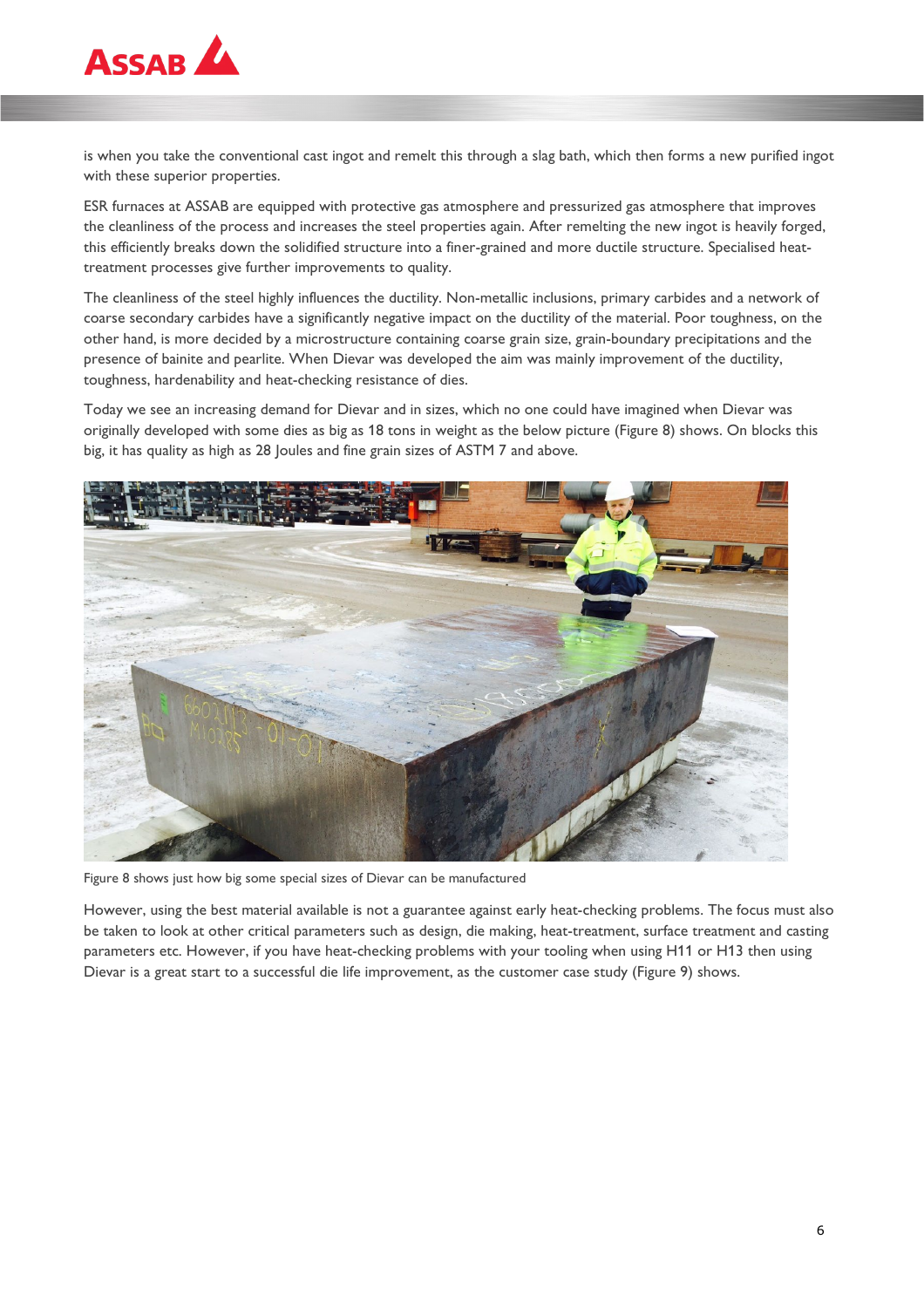is when you take the conventional cast ingot and remelt this through a slag bath, which then forms a new purified ingot with these superior properties.

ESR furnaces at ASSAB are equipped with protective gas atmosphere and pressurized gas atmosphere that improves the cleanliness of the process and increases the steel properties again. After remelting the new ingot is heavily forged, this efficiently breaks down the solidified structure into a finer-grained and more ductile structure. Specialised heat-treatment processes give further improvements to quality.

The cleanliness of the steel highly influences the ductility. Non-metallic inclusions, primary carbides and a network of coarse secondary carbides have a significantly negative impact on the ductility of the material. Poor toughness, on the other hand, is more decided by a microstructure containing coarse grain size, grain-boundary precipitations and the presence of bainite and pearlite. When Dievar was developed the aim was mainly improvement of the ductility, toughness, hardenability and heat-checking resistance of dies.

Today we see an increasing demand for Dievar and in sizes, which no one could have imagined when Dievar was originally developed with some dies as big as 18 tons in weight as the below picture (Figure 8) shows. On blocks this big, it has quality as high as 28 Joules and fine grain sizes of ASTM 7 and above.

Figure 8 shows just how big some special sizes of Dievar can be manufactured

However, using the best material available is not a guarantee against early heat-checking problems. The focus must also be taken to look at other critical parameters such as design, die making, heat-treatment, surface treatment and casting parameters etc. However, if you have heat-checking problems with your tooling when using H11 or H13 then using Dievar is a great start to a successful die life improvement, as the customer case study (Figure 9) shows.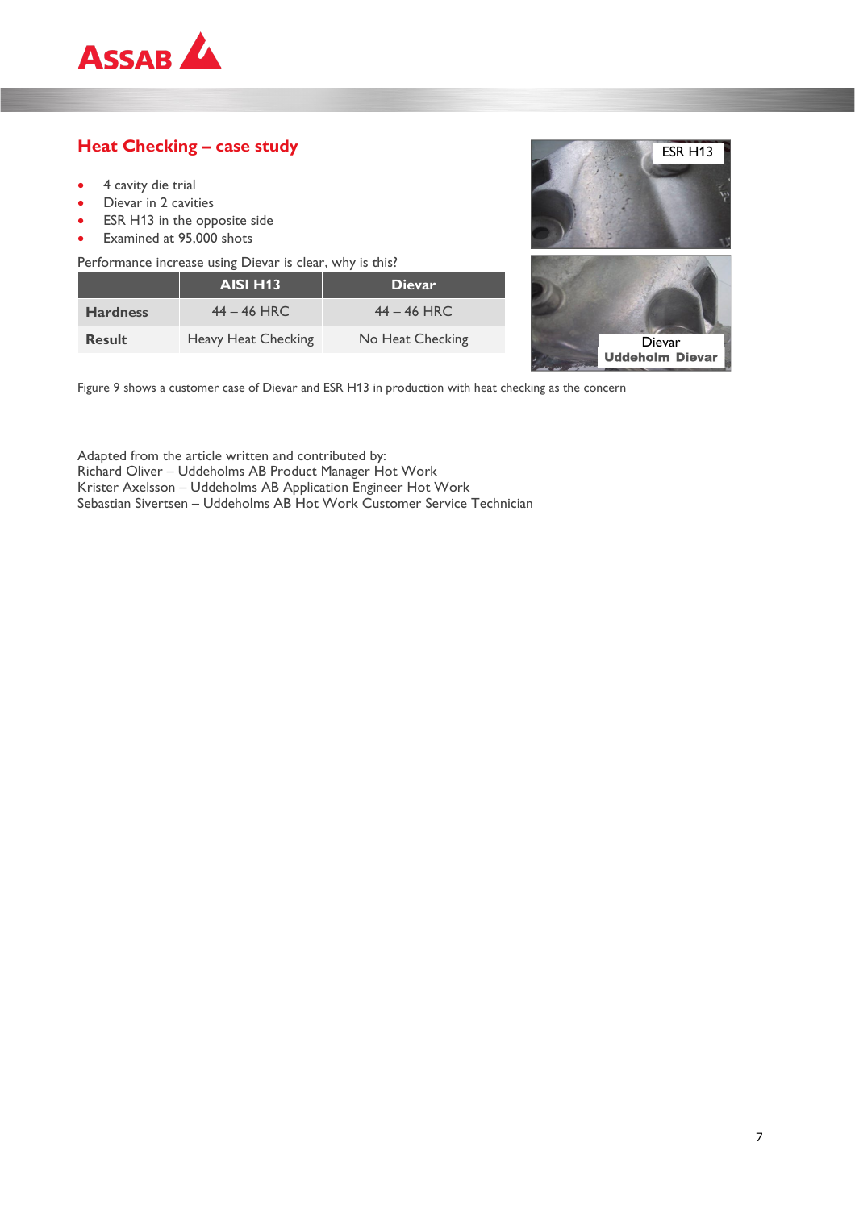## Heat Checking – case study

- 4 cavity die trial
- Dievar in 2 cavities
- ESR H13 in the opposite side
- Examined at 95,000 shots

Performance increase using Dievar is clear, why is this?

| | AISI H13 | Dievar |
|---|---|---|
| **Hardness** | 44 – 46 HRC | 44 – 46 HRC |
| **Result** | Heavy Heat Checking | No Heat Checking |

ESR H13

Dievar
Uddeholm Dievar

Figure 9 shows a customer case of Dievar and ESR H13 in production with heat checking as the concern

Adapted from the article written and contributed by:
Richard Oliver – Uddeholms AB Product Manager Hot Work
Krister Axelsson – Uddeholms AB Application Engineer Hot Work
Sebastian Sivertsen – Uddeholms AB Hot Work Customer Service Technician